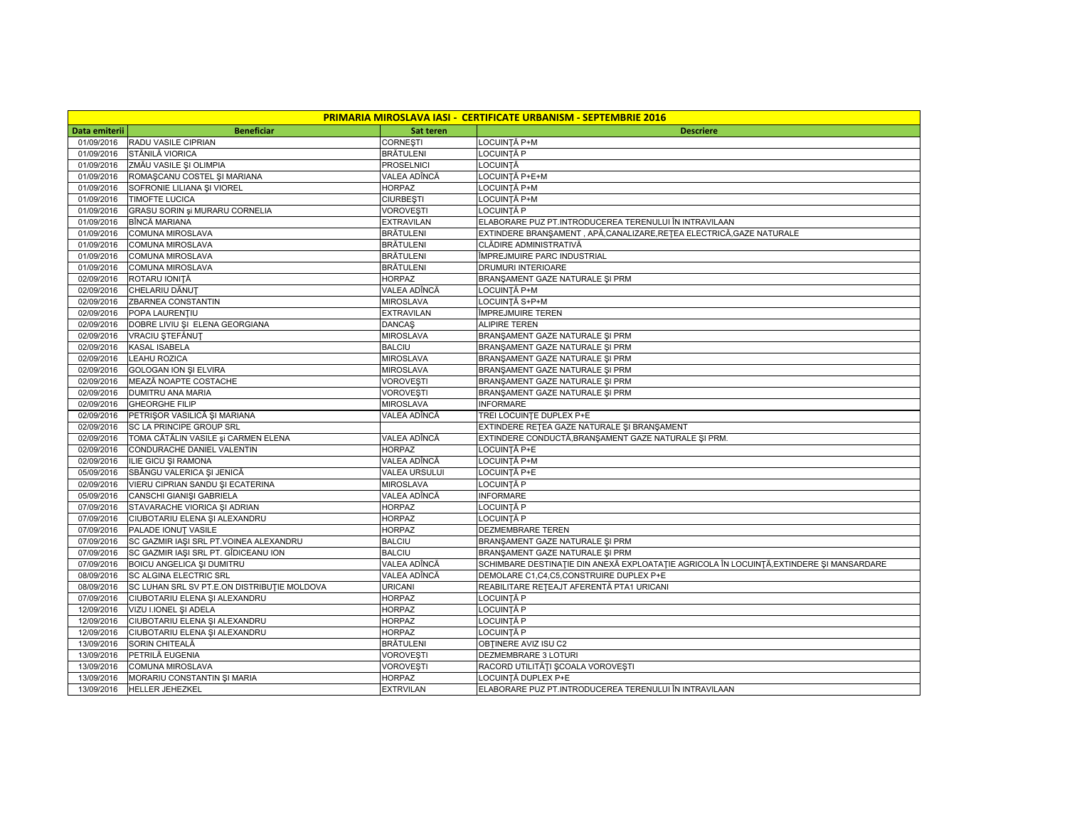| PRIMARIA MIROSLAVA IASI - CERTIFICATE URBANISM - SEPTEMBRIE 2016 | | | |
|---|---|---|---|
| **Data emiterii** | **Beneficiar** | **Sat teren** | **Descriere** |
| 01/09/2016 | RADU VASILE CIPRIAN | CORNEŞTI | LOCUINŢĂ P+M |
| 01/09/2016 | STĂNILĂ VIORICA | BRĂTULENI | LOCUINŢĂ P |
| 01/09/2016 | ZMĂU VASILE ŞI OLIMPIA | PROSELNICI | LOCUINŢĂ |
| 01/09/2016 | ROMAŞCANU COSTEL ŞI MARIANA | VALEA ADÎNCĂ | LOCUINŢĂ P+E+M |
| 01/09/2016 | SOFRONIE LILIANA ŞI VIOREL | HORPAZ | LOCUINŢĂ P+M |
| 01/09/2016 | TIMOFTE LUCICA | CIURBEŞTI | LOCUINŢĂ P+M |
| 01/09/2016 | GRASU SORIN şi MURARU CORNELIA | VOROVEŞTI | LOCUINŢĂ P |
| 01/09/2016 | BÎNCĂ MARIANA | EXTRAVILAN | ELABORARE PUZ PT.INTRODUCEREA TERENULUI ÎN INTRAVILAAN |
| 01/09/2016 | COMUNA MIROSLAVA | BRĂTULENI | EXTINDERE BRANŞAMENT , APĂ,CANALIZARE,REŢEA ELECTRICĂ,GAZE NATURALE |
| 01/09/2016 | COMUNA MIROSLAVA | BRĂTULENI | CLĂDIRE ADMINISTRATIVĂ |
| 01/09/2016 | COMUNA MIROSLAVA | BRĂTULENI | ÎMPREJMUIRE PARC INDUSTRIAL |
| 01/09/2016 | COMUNA MIROSLAVA | BRĂTULENI | DRUMURI INTERIOARE |
| 02/09/2016 | ROTARU IONIŢĂ | HORPAZ | BRANŞAMENT GAZE NATURALE ŞI PRM |
| 02/09/2016 | CHELARIU DĂNUŢ | VALEA ADÎNCĂ | LOCUINŢĂ P+M |
| 02/09/2016 | ZBARNEA CONSTANTIN | MIROSLAVA | LOCUINŢĂ S+P+M |
| 02/09/2016 | POPA LAURENŢIU | EXTRAVILAN | ÎMPREJMUIRE TEREN |
| 02/09/2016 | DOBRE LIVIU ŞI ELENA GEORGIANA | DANCAŞ | ALIPIRE TEREN |
| 02/09/2016 | VRACIU ŞTEFĂNUŢ | MIROSLAVA | BRANŞAMENT GAZE NATURALE ŞI PRM |
| 02/09/2016 | KASAL ISABELA | BALCIU | BRANŞAMENT GAZE NATURALE ŞI PRM |
| 02/09/2016 | LEAHU ROZICA | MIROSLAVA | BRANŞAMENT GAZE NATURALE ŞI PRM |
| 02/09/2016 | GOLOGAN ION ŞI ELVIRA | MIROSLAVA | BRANŞAMENT GAZE NATURALE ŞI PRM |
| 02/09/2016 | MEAZĂ NOAPTE COSTACHE | VOROVEŞTI | BRANŞAMENT GAZE NATURALE ŞI PRM |
| 02/09/2016 | DUMITRU ANA MARIA | VOROVEŞTI | BRANŞAMENT GAZE NATURALE ŞI PRM |
| 02/09/2016 | GHEORGHE FILIP | MIROSLAVA | INFORMARE |
| 02/09/2016 | PETRIŞOR VASILICĂ ŞI MARIANA | VALEA ADÎNCĂ | TREI LOCUINŢE DUPLEX P+E |
| 02/09/2016 | SC LA PRINCIPE GROUP SRL | | EXTINDERE REŢEA GAZE NATURALE ŞI BRANŞAMENT |
| 02/09/2016 | TOMA CĂTĂLIN VASILE şi CARMEN ELENA | VALEA ADÎNCĂ | EXTINDERE CONDUCTĂ,BRANŞAMENT GAZE NATURALE ŞI PRM. |
| 02/09/2016 | CONDURACHE DANIEL VALENTIN | HORPAZ | LOCUINŢĂ P+E |
| 02/09/2016 | ILIE GICU ŞI RAMONA | VALEA ADÎNCĂ | LOCUINŢĂ P+M |
| 05/09/2016 | SBÂNGU VALERICA ŞI JENICĂ | VALEA URSULUI | LOCUINŢĂ P+E |
| 02/09/2016 | VIERU CIPRIAN SANDU ŞI ECATERINA | MIROSLAVA | LOCUINŢĂ P |
| 05/09/2016 | CANSCHI GIANIŞI GABRIELA | VALEA ADÎNCĂ | INFORMARE |
| 07/09/2016 | STAVARACHE VIORICA ŞI ADRIAN | HORPAZ | LOCUINŢĂ P |
| 07/09/2016 | CIUBOTARIU ELENA ŞI ALEXANDRU | HORPAZ | LOCUINŢĂ P |
| 07/09/2016 | PALADE IONUŢ VASILE | HORPAZ | DEZMEMBRARE TEREN |
| 07/09/2016 | SC GAZMIR IAŞI SRL PT.VOINEA ALEXANDRU | BALCIU | BRANŞAMENT GAZE NATURALE ŞI PRM |
| 07/09/2016 | SC GAZMIR IAŞI SRL PT. GÎDICEANU ION | BALCIU | BRANŞAMENT GAZE NATURALE ŞI PRM |
| 07/09/2016 | BOICU ANGELICA ŞI DUMITRU | VALEA ADÎNCĂ | SCHIMBARE DESTINAŢIE DIN ANEXĂ EXPLOATAŢIE AGRICOLA ÎN LOCUINŢĂ,EXTINDERE ŞI MANSARDARE |
| 08/09/2016 | SC ALGINA ELECTRIC SRL | VALEA ADÎNCĂ | DEMOLARE C1,C4,C5,CONSTRUIRE DUPLEX P+E |
| 08/09/2016 | SC LUHAN SRL SV PT.E.ON DISTRIBUŢIE MOLDOVA | URICANI | REABILITARE REŢEAJT AFERENTĂ PTA1 URICANI |
| 07/09/2016 | CIUBOTARIU ELENA ŞI ALEXANDRU | HORPAZ | LOCUINŢĂ P |
| 12/09/2016 | VIZU I.IONEL ŞI ADELA | HORPAZ | LOCUINŢĂ P |
| 12/09/2016 | CIUBOTARIU ELENA ŞI ALEXANDRU | HORPAZ | LOCUINŢĂ P |
| 12/09/2016 | CIUBOTARIU ELENA ŞI ALEXANDRU | HORPAZ | LOCUINŢĂ P |
| 13/09/2016 | SORIN CHITEALĂ | BRĂTULENI | OBŢINERE AVIZ ISU C2 |
| 13/09/2016 | PETRILĂ EUGENIA | VOROVEŞTI | DEZMEMBRARE 3 LOTURI |
| 13/09/2016 | COMUNA MIROSLAVA | VOROVEŞTI | RACORD UTILITĂŢI ŞCOALA VOROVEŞTI |
| 13/09/2016 | MORARIU CONSTANTIN ŞI MARIA | HORPAZ | LOCUINŢĂ DUPLEX P+E |
| 13/09/2016 | HELLER JEHEZKEL | EXTRVILAN | ELABORARE PUZ PT.INTRODUCEREA TERENULUI ÎN INTRAVILAAN |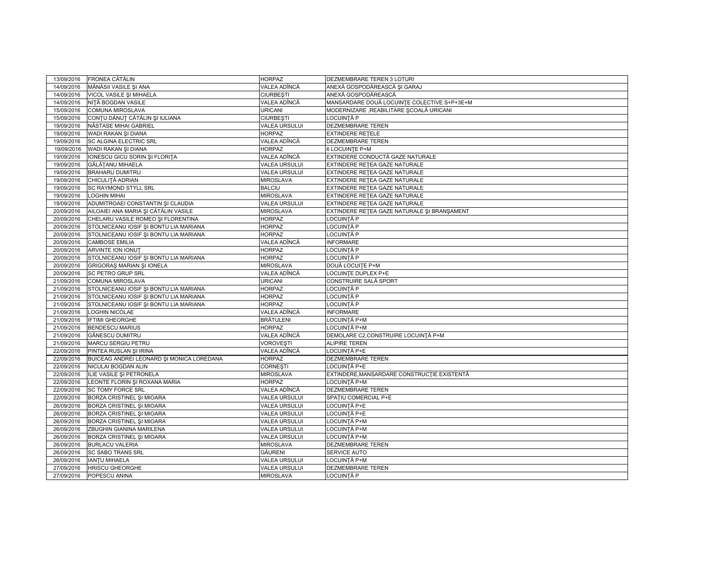| 13/09/2016 | FRONEA CĂTĂLIN | HORPAZ | DEZMEMBRARE TEREN 3 LOTURI |
|---|---|---|---|
| 14/09/2016 | MĂNĂSII VASILE ŞI ANA | VALEA ADÎNCĂ | ANEXĂ GOSPODĂREASCĂ ŞI GARAJ |
| 14/09/2016 | VICOL VASILE ŞI MIHAELA | CIURBEŞTI | ANEXĂ GOSPODĂREASCĂ |
| 14/09/2016 | NIŢĂ BOGDAN VASILE | VALEA ADÎNCĂ | MANSARDARE DOUĂ LOCUINŢE COLECTIVE S+P+3E+M |
| 15/09/2016 | COMUNA MIROSLAVA | URICANI | MODERNIZARE ,REABILITARE ŞCOALĂ URICANI |
| 15/09/2016 | CONŢU DĂNUŢ CĂTĂLIN ŞI IULIANA | CIURBEŞTI | LOCUINŢĂ P |
| 19/09/2016 | NĂSTASE MIHAI GABRIEL | VALEA URSULUI | DEZMEMBRARE TEREN |
| 19/09/2016 | WADI RAKAN ŞI DIANA | HORPAZ | EXTINDERE REŢELE |
| 19/09/2016 | SC ALGINA ELECTRIC SRL | VALEA ADÎNCĂ | DEZMEMBRARE TEREN |
| 19/09/2016 | WADI RAKAN ŞI DIANA | HORPAZ | 6 LOCUINŢE P+M |
| 19/09/2016 | IONESCU GICU SORIN ŞI FLORIŢA | VALEA ADÎNCĂ | EXTINDERE CONDUCTĂ GAZE NATURALE |
| 19/09/2016 | GĂLĂŢANU MIHAELA | VALEA URSULUI | EXTINDERE REŢEA GAZE NATURALE |
| 19/09/2016 | BRAHARU DUMITRU | VALEA URSULUI | EXTINDERE REŢEA GAZE NATURALE |
| 19/09/2016 | CHICULIŢĂ ADRIAN | MIROSLAVA | EXTINDERE REŢEA GAZE NATURALE |
| 19/09/2016 | SC RAYMOND STYLL SRL | BALCIU | EXTINDERE REŢEA GAZE NATURALE |
| 19/09/2016 | LOGHIN MIHAI | MIROSLAVA | EXTINDERE REŢEA GAZE NATURALE |
| 19/09/2016 | ADUMITROAEI CONSTANTIN ŞI CLAUDIA | VALEA URSULUI | EXTINDERE REŢEA GAZE NATURALE |
| 20/09/2016 | AILOAIEI ANA MARIA ŞI CĂTĂLIN VASILE | MIROSLAVA | EXTINDERE REŢEA GAZE NATURALE ŞI BRANŞAMENT |
| 20/09/2016 | CHELARU VASILE ROMEO ŞI FLORENTINA | HORPAZ | LOCUINŢĂ P |
| 20/09/2016 | STOLNICEANU IOSIF ŞI BONTU LIA MARIANA | HORPAZ | LOCUINŢĂ P |
| 20/09/2016 | STOLNICEANU IOSIF ŞI BONTU LIA MARIANA | HORPAZ | LOCUINŢĂ P |
| 20/09/2016 | CAMBOSE EMILIA | VALEA ADÎNCĂ | INFORMARE |
| 20/09/2016 | ARVINTE ION IONUŢ | HORPAZ | LOCUINŢĂ P |
| 20/09/2016 | STOLNICEANU IOSIF ŞI BONTU LIA MARIANA | HORPAZ | LOCUINŢĂ P |
| 20/09/2016 | GRIGORAŞ MARIAN ŞI IONELA | MIROSLAVA | DOUĂ LOCUIŢE P+M |
| 20/09/2016 | SC PETRO GRUP SRL | VALEA ADÎNCĂ | LOCUINŢE DUPLEX P+E |
| 21/09/2016 | COMUNA MIROSLAVA | URICANI | CONSTRUIRE SALĂ SPORT |
| 21/09/2016 | STOLNICEANU IOSIF ŞI BONTU LIA MARIANA | HORPAZ | LOCUINŢĂ P |
| 21/09/2016 | STOLNICEANU IOSIF ŞI BONTU LIA MARIANA | HORPAZ | LOCUINŢĂ P |
| 21/09/2016 | STOLNICEANU IOSIF ŞI BONTU LIA MARIANA | HORPAZ | LOCUINŢĂ P |
| 21/09/2016 | LOGHIN NICOLAE | VALEA ADÎNCĂ | INFORMARE |
| 21/09/2016 | IFTIMI GHEORGHE | BRĂTULENI | LOCUINŢĂ P+M |
| 21/09/2016 | BENDESCU MARIUS | HORPAZ | LOCUINŢĂ P+M |
| 21/09/2016 | GĂNESCU DUMITRU | VALEA ADÎNCĂ | DEMOLARE C2,CONSTRUIRE LOCUINŢĂ P+M |
| 21/09/2016 | MARCU SERGIU PETRU | VOROVEŞTI | ALIPIRE TEREN |
| 22/09/2016 | PINTEA RUSLAN ŞI IRINA | VALEA ADÎNCĂ | LOCUINŢĂ P+E |
| 22/09/2016 | BUICEAG ANDREI LEONARD ŞI MONICA LOREDANA | HORPAZ | DEZMEMBRARE TEREN |
| 22/09/2016 | NICULAI BOGDAN ALIN | CORNEŞTI | LOCUINŢĂ P+E |
| 22/09/2016 | ILIE VASILE ŞI PETRONELA | MIROSLAVA | EXTINDERE,MANSARDARE CONSTRUCŢIE EXISTENTĂ |
| 22/09/2016 | LEONTE FLORIN ŞI ROXANA MARIA | HORPAZ | LOCUINŢĂ P+M |
| 22/09/2016 | SC TOMY FORCE SRL | VALEA ADÎNCĂ | DEZMEMBRARE TEREN |
| 22/09/2016 | BORZA CRISTINEL ŞI MIOARA | VALEA URSULUI | SPAŢIU COMERCIAL P+E |
| 26/09/2016 | BORZA CRISTINEL ŞI MIOARA | VALEA URSULUI | LOCUINŢĂ P+E |
| 26/09/2016 | BORZA CRISTINEL ŞI MIOARA | VALEA URSULUI | LOCUINŢĂ P+E |
| 26/09/2016 | BORZA CRISTINEL ŞI MIOARA | VALEA URSULUI | LOCUINŢĂ P+M |
| 26/09/2016 | ZBUGHIN GIANINA MARILENA | VALEA URSULUI | LOCUINŢĂ P+M |
| 26/09/2016 | BORZA CRISTINEL ŞI MIOARA | VALEA URSULUI | LOCUINŢĂ P+M |
| 26/09/2016 | BURLACU VALERIA | MIROSLAVA | DEZMEMBRARE TEREN |
| 26/09/2016 | SC SABO TRANS SRL | GĂURENI | SERVICE AUTO |
| 26/09/2016 | IANŢU MIHAELA | VALEA URSULUI | LOCUINŢĂ P+M |
| 27/09/2016 | HRISCU GHEORGHE | VALEA URSULUI | DEZMEMBRARE TEREN |
| 27/09/2016 | POPESCU ANINA | MIROSLAVA | LOCUINŢĂ P |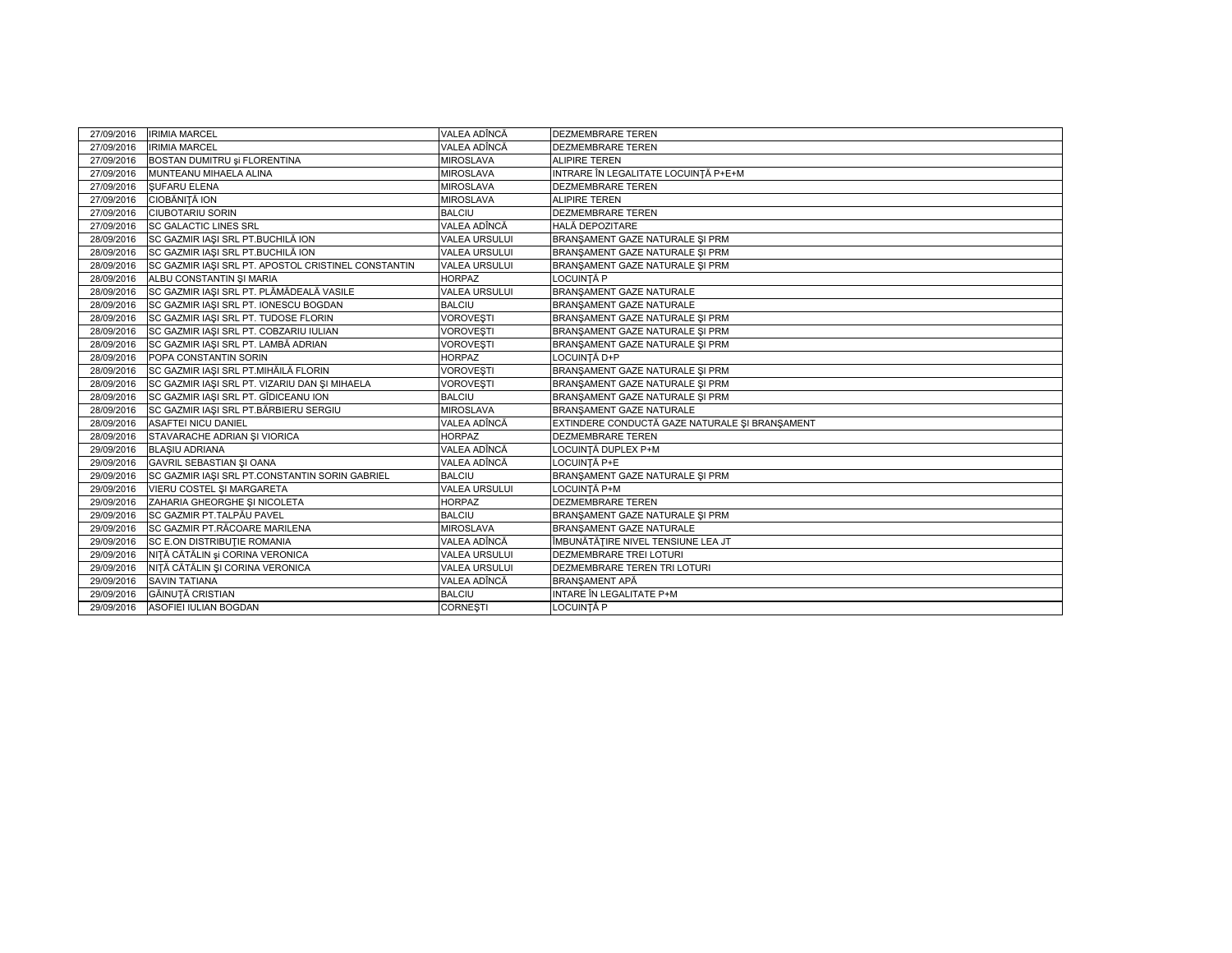| | | | |
|---|---|---|---|
| 27/09/2016 | IRIMIA MARCEL | VALEA ADÎNCĂ | DEZMEMBRARE TEREN |
| 27/09/2016 | IRIMIA MARCEL | VALEA ADÎNCĂ | DEZMEMBRARE TEREN |
| 27/09/2016 | BOSTAN DUMITRU şi FLORENTINA | MIROSLAVA | ALIPIRE TEREN |
| 27/09/2016 | MUNTEANU MIHAELA ALINA | MIROSLAVA | INTRARE ÎN LEGALITATE LOCUINŢĂ P+E+M |
| 27/09/2016 | ŞUFARU ELENA | MIROSLAVA | DEZMEMBRARE TEREN |
| 27/09/2016 | CIOBĂNIŢĂ ION | MIROSLAVA | ALIPIRE TEREN |
| 27/09/2016 | CIUBOTARIU SORIN | BALCIU | DEZMEMBRARE TEREN |
| 27/09/2016 | SC GALACTIC LINES SRL | VALEA ADÎNCĂ | HALĂ DEPOZITARE |
| 28/09/2016 | SC GAZMIR IAŞI SRL PT.BUCHILĂ ION | VALEA URSULUI | BRANŞAMENT GAZE NATURALE ŞI PRM |
| 28/09/2016 | SC GAZMIR IAŞI SRL PT.BUCHILĂ ION | VALEA URSULUI | BRANŞAMENT GAZE NATURALE ŞI PRM |
| 28/09/2016 | SC GAZMIR IAŞI SRL PT. APOSTOL CRISTINEL CONSTANTIN | VALEA URSULUI | BRANŞAMENT GAZE NATURALE ŞI PRM |
| 28/09/2016 | ALBU CONSTANTIN ŞI MARIA | HORPAZ | LOCUINŢĂ P |
| 28/09/2016 | SC GAZMIR IAŞI SRL PT. PLĂMĂDEALĂ VASILE | VALEA URSULUI | BRANŞAMENT GAZE NATURALE |
| 28/09/2016 | SC GAZMIR IAŞI SRL PT. IONESCU BOGDAN | BALCIU | BRANŞAMENT GAZE NATURALE |
| 28/09/2016 | SC GAZMIR IAŞI SRL PT. TUDOSE FLORIN | VOROVEŞTI | BRANŞAMENT GAZE NATURALE ŞI PRM |
| 28/09/2016 | SC GAZMIR IAŞI SRL PT. COBZARIU IULIAN | VOROVEŞTI | BRANŞAMENT GAZE NATURALE ŞI PRM |
| 28/09/2016 | SC GAZMIR IAŞI SRL PT. LAMBĂ ADRIAN | VOROVEŞTI | BRANŞAMENT GAZE NATURALE ŞI PRM |
| 28/09/2016 | POPA CONSTANTIN SORIN | HORPAZ | LOCUINŢĂ D+P |
| 28/09/2016 | SC GAZMIR IAŞI SRL PT.MIHĂILĂ FLORIN | VOROVEŞTI | BRANŞAMENT GAZE NATURALE ŞI PRM |
| 28/09/2016 | SC GAZMIR IAŞI SRL PT. VIZARIU DAN ŞI MIHAELA | VOROVEŞTI | BRANŞAMENT GAZE NATURALE ŞI PRM |
| 28/09/2016 | SC GAZMIR IAŞI SRL PT. GÎDICEANU ION | BALCIU | BRANŞAMENT GAZE NATURALE ŞI PRM |
| 28/09/2016 | SC GAZMIR IAŞI SRL PT.BĂRBIERU SERGIU | MIROSLAVA | BRANŞAMENT GAZE NATURALE |
| 28/09/2016 | ASAFTEI NICU DANIEL | VALEA ADÎNCĂ | EXTINDERE CONDUCTĂ GAZE NATURALE ŞI BRANŞAMENT |
| 28/09/2016 | STAVARACHE ADRIAN ŞI VIORICA | HORPAZ | DEZMEMBRARE TEREN |
| 29/09/2016 | BLAŞIU ADRIANA | VALEA ADÎNCĂ | LOCUINŢĂ DUPLEX P+M |
| 29/09/2016 | GAVRIL SEBASTIAN ŞI OANA | VALEA ADÎNCĂ | LOCUINŢĂ P+E |
| 29/09/2016 | SC GAZMIR IAŞI SRL PT.CONSTANTIN SORIN GABRIEL | BALCIU | BRANŞAMENT GAZE NATURALE ŞI PRM |
| 29/09/2016 | VIERU COSTEL ŞI MARGARETA | VALEA URSULUI | LOCUINŢĂ P+M |
| 29/09/2016 | ZAHARIA GHEORGHE ŞI NICOLETA | HORPAZ | DEZMEMBRARE TEREN |
| 29/09/2016 | SC GAZMIR PT.TALPĂU PAVEL | BALCIU | BRANŞAMENT GAZE NATURALE ŞI PRM |
| 29/09/2016 | SC GAZMIR PT.RĂCOARE MARILENA | MIROSLAVA | BRANŞAMENT GAZE NATURALE |
| 29/09/2016 | SC E.ON DISTRIBUŢIE ROMANIA | VALEA ADÎNCĂ | ÎMBUNĂTĂŢIRE NIVEL TENSIUNE LEA JT |
| 29/09/2016 | NIŢĂ CĂTĂLIN şi CORINA VERONICA | VALEA URSULUI | DEZMEMBRARE TREI LOTURI |
| 29/09/2016 | NIŢĂ CĂTĂLIN ŞI CORINA VERONICA | VALEA URSULUI | DEZMEMBRARE TEREN TRI LOTURI |
| 29/09/2016 | SAVIN TATIANA | VALEA ADÎNCĂ | BRANŞAMENT APĂ |
| 29/09/2016 | GĂINUŢĂ CRISTIAN | BALCIU | INTARE ÎN LEGALITATE P+M |
| 29/09/2016 | ASOFIEI IULIAN BOGDAN | CORNEŞTI | LOCUINŢĂ P |